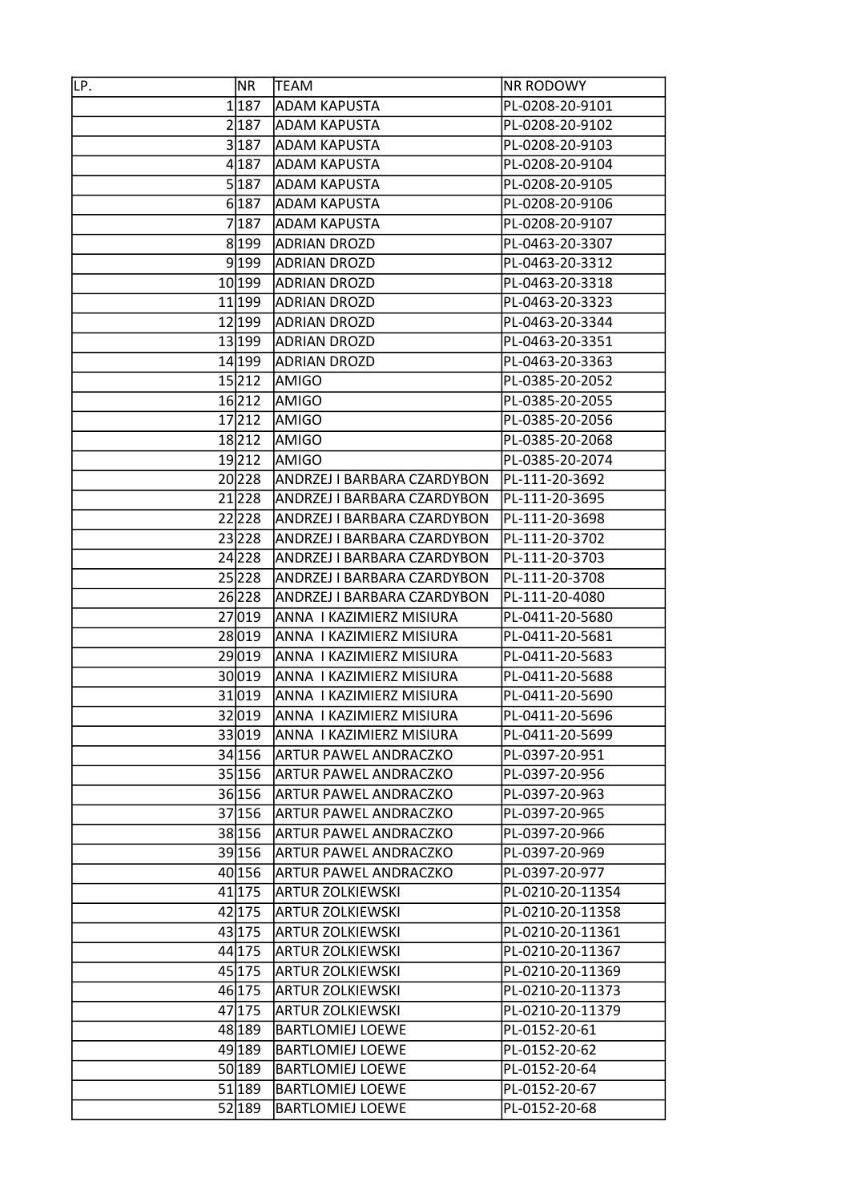| LP. | NR | TEAM | NR RODOWY |
|---|---|---|---|
| 1 | 187 | ADAM KAPUSTA | PL-0208-20-9101 |
| 2 | 187 | ADAM KAPUSTA | PL-0208-20-9102 |
| 3 | 187 | ADAM KAPUSTA | PL-0208-20-9103 |
| 4 | 187 | ADAM KAPUSTA | PL-0208-20-9104 |
| 5 | 187 | ADAM KAPUSTA | PL-0208-20-9105 |
| 6 | 187 | ADAM KAPUSTA | PL-0208-20-9106 |
| 7 | 187 | ADAM KAPUSTA | PL-0208-20-9107 |
| 8 | 199 | ADRIAN DROZD | PL-0463-20-3307 |
| 9 | 199 | ADRIAN DROZD | PL-0463-20-3312 |
| 10 | 199 | ADRIAN DROZD | PL-0463-20-3318 |
| 11 | 199 | ADRIAN DROZD | PL-0463-20-3323 |
| 12 | 199 | ADRIAN DROZD | PL-0463-20-3344 |
| 13 | 199 | ADRIAN DROZD | PL-0463-20-3351 |
| 14 | 199 | ADRIAN DROZD | PL-0463-20-3363 |
| 15 | 212 | AMIGO | PL-0385-20-2052 |
| 16 | 212 | AMIGO | PL-0385-20-2055 |
| 17 | 212 | AMIGO | PL-0385-20-2056 |
| 18 | 212 | AMIGO | PL-0385-20-2068 |
| 19 | 212 | AMIGO | PL-0385-20-2074 |
| 20 | 228 | ANDRZEJ I BARBARA CZARDYBON | PL-111-20-3692 |
| 21 | 228 | ANDRZEJ I BARBARA CZARDYBON | PL-111-20-3695 |
| 22 | 228 | ANDRZEJ I BARBARA CZARDYBON | PL-111-20-3698 |
| 23 | 228 | ANDRZEJ I BARBARA CZARDYBON | PL-111-20-3702 |
| 24 | 228 | ANDRZEJ I BARBARA CZARDYBON | PL-111-20-3703 |
| 25 | 228 | ANDRZEJ I BARBARA CZARDYBON | PL-111-20-3708 |
| 26 | 228 | ANDRZEJ I BARBARA CZARDYBON | PL-111-20-4080 |
| 27 | 019 | ANNA I KAZIMIERZ MISIURA | PL-0411-20-5680 |
| 28 | 019 | ANNA I KAZIMIERZ MISIURA | PL-0411-20-5681 |
| 29 | 019 | ANNA I KAZIMIERZ MISIURA | PL-0411-20-5683 |
| 30 | 019 | ANNA I KAZIMIERZ MISIURA | PL-0411-20-5688 |
| 31 | 019 | ANNA I KAZIMIERZ MISIURA | PL-0411-20-5690 |
| 32 | 019 | ANNA I KAZIMIERZ MISIURA | PL-0411-20-5696 |
| 33 | 019 | ANNA I KAZIMIERZ MISIURA | PL-0411-20-5699 |
| 34 | 156 | ARTUR PAWEL ANDRACZKO | PL-0397-20-951 |
| 35 | 156 | ARTUR PAWEL ANDRACZKO | PL-0397-20-956 |
| 36 | 156 | ARTUR PAWEL ANDRACZKO | PL-0397-20-963 |
| 37 | 156 | ARTUR PAWEL ANDRACZKO | PL-0397-20-965 |
| 38 | 156 | ARTUR PAWEL ANDRACZKO | PL-0397-20-966 |
| 39 | 156 | ARTUR PAWEL ANDRACZKO | PL-0397-20-969 |
| 40 | 156 | ARTUR PAWEL ANDRACZKO | PL-0397-20-977 |
| 41 | 175 | ARTUR ZOLKIEWSKI | PL-0210-20-11354 |
| 42 | 175 | ARTUR ZOLKIEWSKI | PL-0210-20-11358 |
| 43 | 175 | ARTUR ZOLKIEWSKI | PL-0210-20-11361 |
| 44 | 175 | ARTUR ZOLKIEWSKI | PL-0210-20-11367 |
| 45 | 175 | ARTUR ZOLKIEWSKI | PL-0210-20-11369 |
| 46 | 175 | ARTUR ZOLKIEWSKI | PL-0210-20-11373 |
| 47 | 175 | ARTUR ZOLKIEWSKI | PL-0210-20-11379 |
| 48 | 189 | BARTLOMIEJ LOEWE | PL-0152-20-61 |
| 49 | 189 | BARTLOMIEJ LOEWE | PL-0152-20-62 |
| 50 | 189 | BARTLOMIEJ LOEWE | PL-0152-20-64 |
| 51 | 189 | BARTLOMIEJ LOEWE | PL-0152-20-67 |
| 52 | 189 | BARTLOMIEJ LOEWE | PL-0152-20-68 |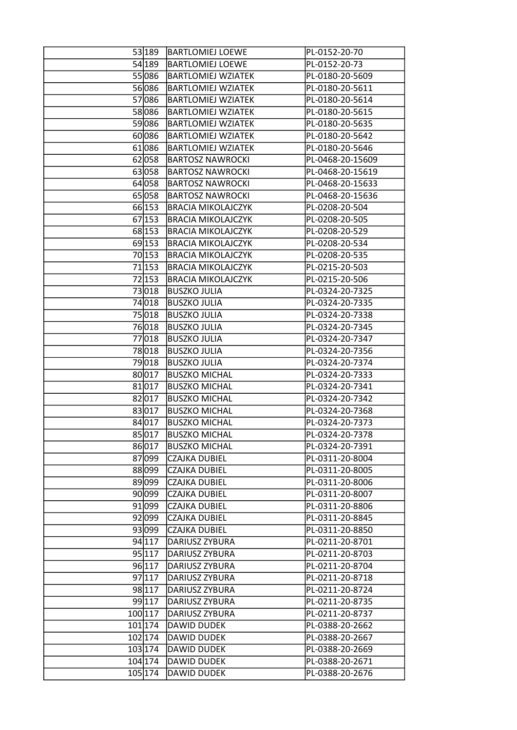| | | | |
|---|---|---|---|
| 53 | 189 | BARTLOMIEJ LOEWE | PL-0152-20-70 |
| 54 | 189 | BARTLOMIEJ LOEWE | PL-0152-20-73 |
| 55 | 086 | BARTLOMIEJ WZIATEK | PL-0180-20-5609 |
| 56 | 086 | BARTLOMIEJ WZIATEK | PL-0180-20-5611 |
| 57 | 086 | BARTLOMIEJ WZIATEK | PL-0180-20-5614 |
| 58 | 086 | BARTLOMIEJ WZIATEK | PL-0180-20-5615 |
| 59 | 086 | BARTLOMIEJ WZIATEK | PL-0180-20-5635 |
| 60 | 086 | BARTLOMIEJ WZIATEK | PL-0180-20-5642 |
| 61 | 086 | BARTLOMIEJ WZIATEK | PL-0180-20-5646 |
| 62 | 058 | BARTOSZ NAWROCKI | PL-0468-20-15609 |
| 63 | 058 | BARTOSZ NAWROCKI | PL-0468-20-15619 |
| 64 | 058 | BARTOSZ NAWROCKI | PL-0468-20-15633 |
| 65 | 058 | BARTOSZ NAWROCKI | PL-0468-20-15636 |
| 66 | 153 | BRACIA MIKOLAJCZYK | PL-0208-20-504 |
| 67 | 153 | BRACIA MIKOLAJCZYK | PL-0208-20-505 |
| 68 | 153 | BRACIA MIKOLAJCZYK | PL-0208-20-529 |
| 69 | 153 | BRACIA MIKOLAJCZYK | PL-0208-20-534 |
| 70 | 153 | BRACIA MIKOLAJCZYK | PL-0208-20-535 |
| 71 | 153 | BRACIA MIKOLAJCZYK | PL-0215-20-503 |
| 72 | 153 | BRACIA MIKOLAJCZYK | PL-0215-20-506 |
| 73 | 018 | BUSZKO JULIA | PL-0324-20-7325 |
| 74 | 018 | BUSZKO JULIA | PL-0324-20-7335 |
| 75 | 018 | BUSZKO JULIA | PL-0324-20-7338 |
| 76 | 018 | BUSZKO JULIA | PL-0324-20-7345 |
| 77 | 018 | BUSZKO JULIA | PL-0324-20-7347 |
| 78 | 018 | BUSZKO JULIA | PL-0324-20-7356 |
| 79 | 018 | BUSZKO JULIA | PL-0324-20-7374 |
| 80 | 017 | BUSZKO MICHAL | PL-0324-20-7333 |
| 81 | 017 | BUSZKO MICHAL | PL-0324-20-7341 |
| 82 | 017 | BUSZKO MICHAL | PL-0324-20-7342 |
| 83 | 017 | BUSZKO MICHAL | PL-0324-20-7368 |
| 84 | 017 | BUSZKO MICHAL | PL-0324-20-7373 |
| 85 | 017 | BUSZKO MICHAL | PL-0324-20-7378 |
| 86 | 017 | BUSZKO MICHAL | PL-0324-20-7391 |
| 87 | 099 | CZAJKA DUBIEL | PL-0311-20-8004 |
| 88 | 099 | CZAJKA DUBIEL | PL-0311-20-8005 |
| 89 | 099 | CZAJKA DUBIEL | PL-0311-20-8006 |
| 90 | 099 | CZAJKA DUBIEL | PL-0311-20-8007 |
| 91 | 099 | CZAJKA DUBIEL | PL-0311-20-8806 |
| 92 | 099 | CZAJKA DUBIEL | PL-0311-20-8845 |
| 93 | 099 | CZAJKA DUBIEL | PL-0311-20-8850 |
| 94 | 117 | DARIUSZ ZYBURA | PL-0211-20-8701 |
| 95 | 117 | DARIUSZ ZYBURA | PL-0211-20-8703 |
| 96 | 117 | DARIUSZ ZYBURA | PL-0211-20-8704 |
| 97 | 117 | DARIUSZ ZYBURA | PL-0211-20-8718 |
| 98 | 117 | DARIUSZ ZYBURA | PL-0211-20-8724 |
| 99 | 117 | DARIUSZ ZYBURA | PL-0211-20-8735 |
| 100 | 117 | DARIUSZ ZYBURA | PL-0211-20-8737 |
| 101 | 174 | DAWID DUDEK | PL-0388-20-2662 |
| 102 | 174 | DAWID DUDEK | PL-0388-20-2667 |
| 103 | 174 | DAWID DUDEK | PL-0388-20-2669 |
| 104 | 174 | DAWID DUDEK | PL-0388-20-2671 |
| 105 | 174 | DAWID DUDEK | PL-0388-20-2676 |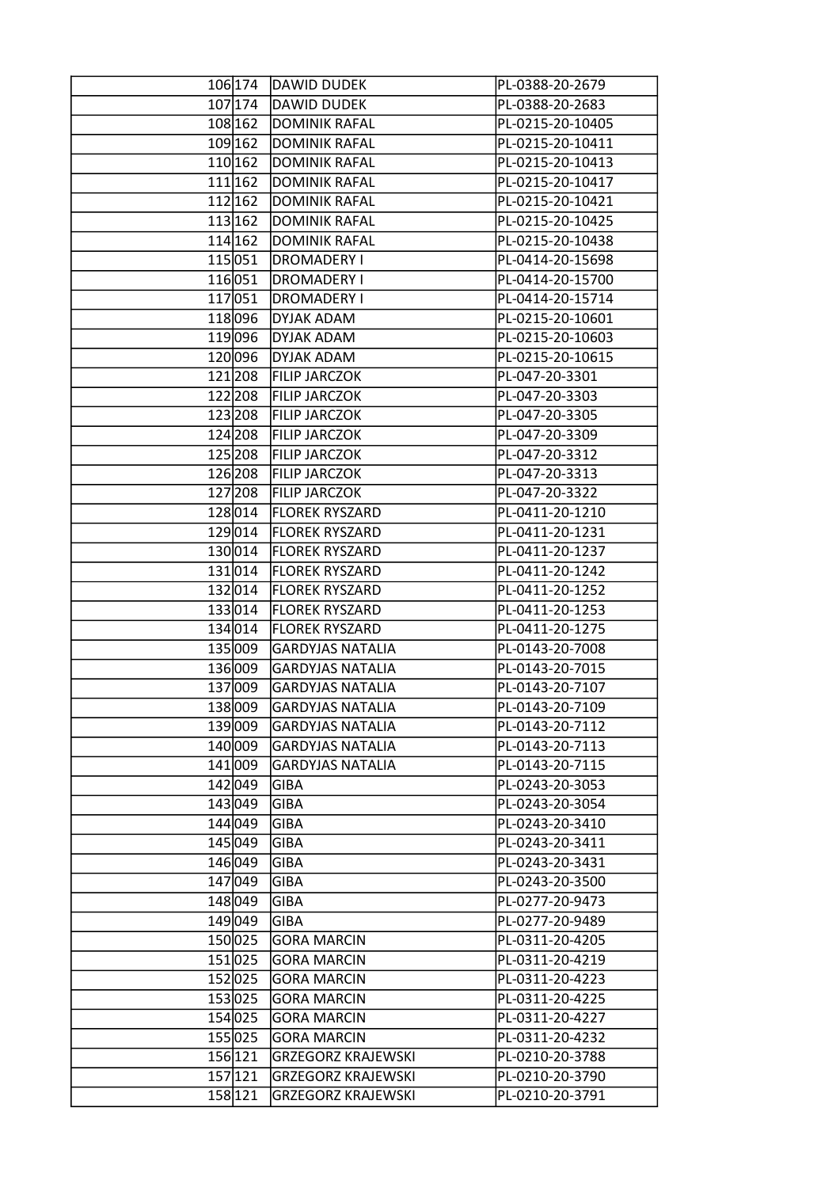| | | | |
|---|---|---|---|
| 106 | 174 | DAWID DUDEK | PL-0388-20-2679 |
| 107 | 174 | DAWID DUDEK | PL-0388-20-2683 |
| 108 | 162 | DOMINIK RAFAL | PL-0215-20-10405 |
| 109 | 162 | DOMINIK RAFAL | PL-0215-20-10411 |
| 110 | 162 | DOMINIK RAFAL | PL-0215-20-10413 |
| 111 | 162 | DOMINIK RAFAL | PL-0215-20-10417 |
| 112 | 162 | DOMINIK RAFAL | PL-0215-20-10421 |
| 113 | 162 | DOMINIK RAFAL | PL-0215-20-10425 |
| 114 | 162 | DOMINIK RAFAL | PL-0215-20-10438 |
| 115 | 051 | DROMADERY I | PL-0414-20-15698 |
| 116 | 051 | DROMADERY I | PL-0414-20-15700 |
| 117 | 051 | DROMADERY I | PL-0414-20-15714 |
| 118 | 096 | DYJAK ADAM | PL-0215-20-10601 |
| 119 | 096 | DYJAK ADAM | PL-0215-20-10603 |
| 120 | 096 | DYJAK ADAM | PL-0215-20-10615 |
| 121 | 208 | FILIP JARCZOK | PL-047-20-3301 |
| 122 | 208 | FILIP JARCZOK | PL-047-20-3303 |
| 123 | 208 | FILIP JARCZOK | PL-047-20-3305 |
| 124 | 208 | FILIP JARCZOK | PL-047-20-3309 |
| 125 | 208 | FILIP JARCZOK | PL-047-20-3312 |
| 126 | 208 | FILIP JARCZOK | PL-047-20-3313 |
| 127 | 208 | FILIP JARCZOK | PL-047-20-3322 |
| 128 | 014 | FLOREK RYSZARD | PL-0411-20-1210 |
| 129 | 014 | FLOREK RYSZARD | PL-0411-20-1231 |
| 130 | 014 | FLOREK RYSZARD | PL-0411-20-1237 |
| 131 | 014 | FLOREK RYSZARD | PL-0411-20-1242 |
| 132 | 014 | FLOREK RYSZARD | PL-0411-20-1252 |
| 133 | 014 | FLOREK RYSZARD | PL-0411-20-1253 |
| 134 | 014 | FLOREK RYSZARD | PL-0411-20-1275 |
| 135 | 009 | GARDYJAS NATALIA | PL-0143-20-7008 |
| 136 | 009 | GARDYJAS NATALIA | PL-0143-20-7015 |
| 137 | 009 | GARDYJAS NATALIA | PL-0143-20-7107 |
| 138 | 009 | GARDYJAS NATALIA | PL-0143-20-7109 |
| 139 | 009 | GARDYJAS NATALIA | PL-0143-20-7112 |
| 140 | 009 | GARDYJAS NATALIA | PL-0143-20-7113 |
| 141 | 009 | GARDYJAS NATALIA | PL-0143-20-7115 |
| 142 | 049 | GIBA | PL-0243-20-3053 |
| 143 | 049 | GIBA | PL-0243-20-3054 |
| 144 | 049 | GIBA | PL-0243-20-3410 |
| 145 | 049 | GIBA | PL-0243-20-3411 |
| 146 | 049 | GIBA | PL-0243-20-3431 |
| 147 | 049 | GIBA | PL-0243-20-3500 |
| 148 | 049 | GIBA | PL-0277-20-9473 |
| 149 | 049 | GIBA | PL-0277-20-9489 |
| 150 | 025 | GORA MARCIN | PL-0311-20-4205 |
| 151 | 025 | GORA MARCIN | PL-0311-20-4219 |
| 152 | 025 | GORA MARCIN | PL-0311-20-4223 |
| 153 | 025 | GORA MARCIN | PL-0311-20-4225 |
| 154 | 025 | GORA MARCIN | PL-0311-20-4227 |
| 155 | 025 | GORA MARCIN | PL-0311-20-4232 |
| 156 | 121 | GRZEGORZ KRAJEWSKI | PL-0210-20-3788 |
| 157 | 121 | GRZEGORZ KRAJEWSKI | PL-0210-20-3790 |
| 158 | 121 | GRZEGORZ KRAJEWSKI | PL-0210-20-3791 |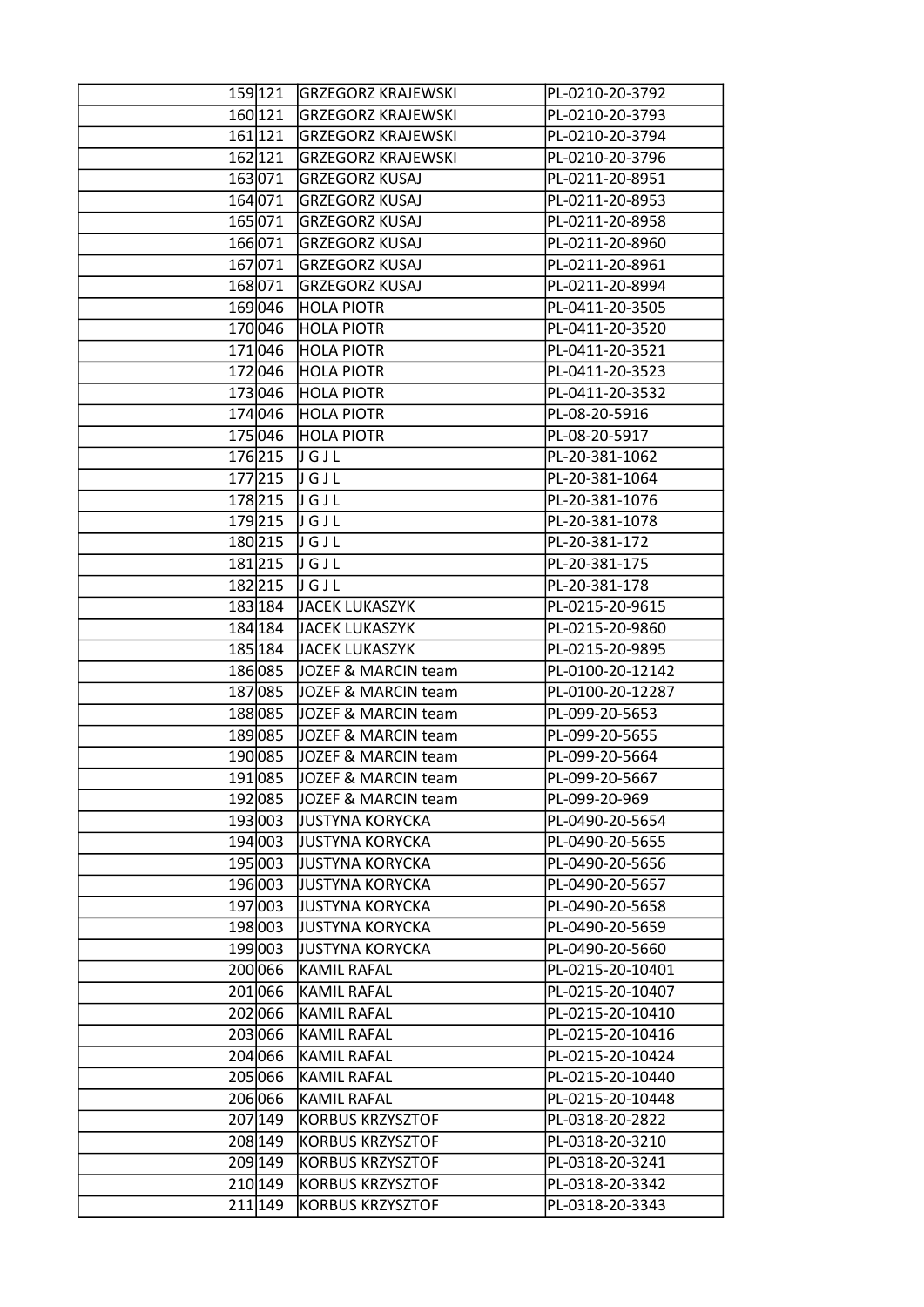| | | | |
|---|---|---|---|
| 159 | 121 | GRZEGORZ KRAJEWSKI | PL-0210-20-3792 |
| 160 | 121 | GRZEGORZ KRAJEWSKI | PL-0210-20-3793 |
| 161 | 121 | GRZEGORZ KRAJEWSKI | PL-0210-20-3794 |
| 162 | 121 | GRZEGORZ KRAJEWSKI | PL-0210-20-3796 |
| 163 | 071 | GRZEGORZ KUSAJ | PL-0211-20-8951 |
| 164 | 071 | GRZEGORZ KUSAJ | PL-0211-20-8953 |
| 165 | 071 | GRZEGORZ KUSAJ | PL-0211-20-8958 |
| 166 | 071 | GRZEGORZ KUSAJ | PL-0211-20-8960 |
| 167 | 071 | GRZEGORZ KUSAJ | PL-0211-20-8961 |
| 168 | 071 | GRZEGORZ KUSAJ | PL-0211-20-8994 |
| 169 | 046 | HOLA PIOTR | PL-0411-20-3505 |
| 170 | 046 | HOLA PIOTR | PL-0411-20-3520 |
| 171 | 046 | HOLA PIOTR | PL-0411-20-3521 |
| 172 | 046 | HOLA PIOTR | PL-0411-20-3523 |
| 173 | 046 | HOLA PIOTR | PL-0411-20-3532 |
| 174 | 046 | HOLA PIOTR | PL-08-20-5916 |
| 175 | 046 | HOLA PIOTR | PL-08-20-5917 |
| 176 | 215 | J G J L | PL-20-381-1062 |
| 177 | 215 | J G J L | PL-20-381-1064 |
| 178 | 215 | J G J L | PL-20-381-1076 |
| 179 | 215 | J G J L | PL-20-381-1078 |
| 180 | 215 | J G J L | PL-20-381-172 |
| 181 | 215 | J G J L | PL-20-381-175 |
| 182 | 215 | J G J L | PL-20-381-178 |
| 183 | 184 | JACEK LUKASZYK | PL-0215-20-9615 |
| 184 | 184 | JACEK LUKASZYK | PL-0215-20-9860 |
| 185 | 184 | JACEK LUKASZYK | PL-0215-20-9895 |
| 186 | 085 | JOZEF & MARCIN team | PL-0100-20-12142 |
| 187 | 085 | JOZEF & MARCIN team | PL-0100-20-12287 |
| 188 | 085 | JOZEF & MARCIN team | PL-099-20-5653 |
| 189 | 085 | JOZEF & MARCIN team | PL-099-20-5655 |
| 190 | 085 | JOZEF & MARCIN team | PL-099-20-5664 |
| 191 | 085 | JOZEF & MARCIN team | PL-099-20-5667 |
| 192 | 085 | JOZEF & MARCIN team | PL-099-20-969 |
| 193 | 003 | JUSTYNA KORYCKA | PL-0490-20-5654 |
| 194 | 003 | JUSTYNA KORYCKA | PL-0490-20-5655 |
| 195 | 003 | JUSTYNA KORYCKA | PL-0490-20-5656 |
| 196 | 003 | JUSTYNA KORYCKA | PL-0490-20-5657 |
| 197 | 003 | JUSTYNA KORYCKA | PL-0490-20-5658 |
| 198 | 003 | JUSTYNA KORYCKA | PL-0490-20-5659 |
| 199 | 003 | JUSTYNA KORYCKA | PL-0490-20-5660 |
| 200 | 066 | KAMIL RAFAL | PL-0215-20-10401 |
| 201 | 066 | KAMIL RAFAL | PL-0215-20-10407 |
| 202 | 066 | KAMIL RAFAL | PL-0215-20-10410 |
| 203 | 066 | KAMIL RAFAL | PL-0215-20-10416 |
| 204 | 066 | KAMIL RAFAL | PL-0215-20-10424 |
| 205 | 066 | KAMIL RAFAL | PL-0215-20-10440 |
| 206 | 066 | KAMIL RAFAL | PL-0215-20-10448 |
| 207 | 149 | KORBUS KRZYSZTOF | PL-0318-20-2822 |
| 208 | 149 | KORBUS KRZYSZTOF | PL-0318-20-3210 |
| 209 | 149 | KORBUS KRZYSZTOF | PL-0318-20-3241 |
| 210 | 149 | KORBUS KRZYSZTOF | PL-0318-20-3342 |
| 211 | 149 | KORBUS KRZYSZTOF | PL-0318-20-3343 |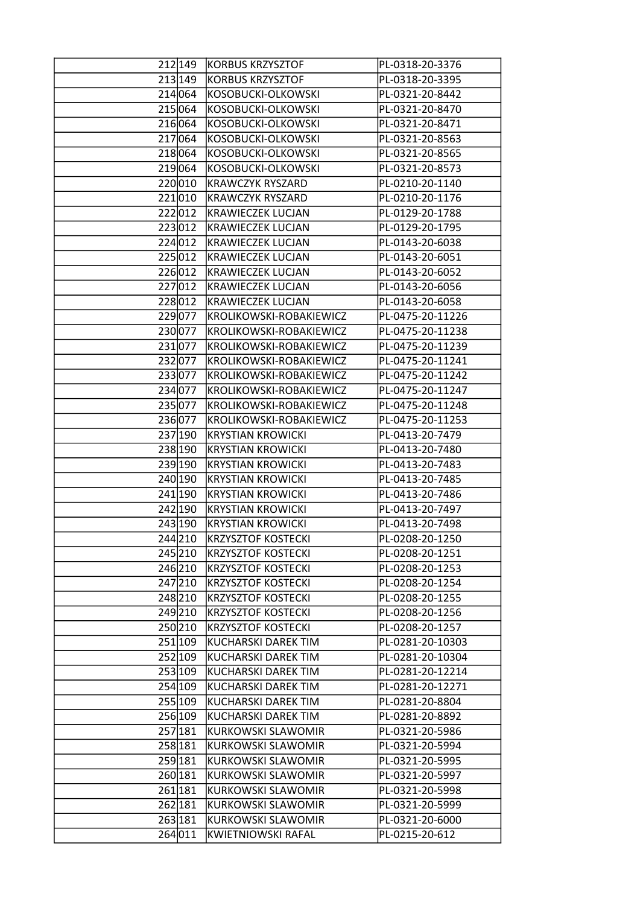| | | | |
|---|---|---|---|
| 212 | 149 | KORBUS KRZYSZTOF | PL-0318-20-3376 |
| 213 | 149 | KORBUS KRZYSZTOF | PL-0318-20-3395 |
| 214 | 064 | KOSOBUCKI-OLKOWSKI | PL-0321-20-8442 |
| 215 | 064 | KOSOBUCKI-OLKOWSKI | PL-0321-20-8470 |
| 216 | 064 | KOSOBUCKI-OLKOWSKI | PL-0321-20-8471 |
| 217 | 064 | KOSOBUCKI-OLKOWSKI | PL-0321-20-8563 |
| 218 | 064 | KOSOBUCKI-OLKOWSKI | PL-0321-20-8565 |
| 219 | 064 | KOSOBUCKI-OLKOWSKI | PL-0321-20-8573 |
| 220 | 010 | KRAWCZYK RYSZARD | PL-0210-20-1140 |
| 221 | 010 | KRAWCZYK RYSZARD | PL-0210-20-1176 |
| 222 | 012 | KRAWIECZEK LUCJAN | PL-0129-20-1788 |
| 223 | 012 | KRAWIECZEK LUCJAN | PL-0129-20-1795 |
| 224 | 012 | KRAWIECZEK LUCJAN | PL-0143-20-6038 |
| 225 | 012 | KRAWIECZEK LUCJAN | PL-0143-20-6051 |
| 226 | 012 | KRAWIECZEK LUCJAN | PL-0143-20-6052 |
| 227 | 012 | KRAWIECZEK LUCJAN | PL-0143-20-6056 |
| 228 | 012 | KRAWIECZEK LUCJAN | PL-0143-20-6058 |
| 229 | 077 | KROLIKOWSKI-ROBAKIEWICZ | PL-0475-20-11226 |
| 230 | 077 | KROLIKOWSKI-ROBAKIEWICZ | PL-0475-20-11238 |
| 231 | 077 | KROLIKOWSKI-ROBAKIEWICZ | PL-0475-20-11239 |
| 232 | 077 | KROLIKOWSKI-ROBAKIEWICZ | PL-0475-20-11241 |
| 233 | 077 | KROLIKOWSKI-ROBAKIEWICZ | PL-0475-20-11242 |
| 234 | 077 | KROLIKOWSKI-ROBAKIEWICZ | PL-0475-20-11247 |
| 235 | 077 | KROLIKOWSKI-ROBAKIEWICZ | PL-0475-20-11248 |
| 236 | 077 | KROLIKOWSKI-ROBAKIEWICZ | PL-0475-20-11253 |
| 237 | 190 | KRYSTIAN KROWICKI | PL-0413-20-7479 |
| 238 | 190 | KRYSTIAN KROWICKI | PL-0413-20-7480 |
| 239 | 190 | KRYSTIAN KROWICKI | PL-0413-20-7483 |
| 240 | 190 | KRYSTIAN KROWICKI | PL-0413-20-7485 |
| 241 | 190 | KRYSTIAN KROWICKI | PL-0413-20-7486 |
| 242 | 190 | KRYSTIAN KROWICKI | PL-0413-20-7497 |
| 243 | 190 | KRYSTIAN KROWICKI | PL-0413-20-7498 |
| 244 | 210 | KRZYSZTOF KOSTECKI | PL-0208-20-1250 |
| 245 | 210 | KRZYSZTOF KOSTECKI | PL-0208-20-1251 |
| 246 | 210 | KRZYSZTOF KOSTECKI | PL-0208-20-1253 |
| 247 | 210 | KRZYSZTOF KOSTECKI | PL-0208-20-1254 |
| 248 | 210 | KRZYSZTOF KOSTECKI | PL-0208-20-1255 |
| 249 | 210 | KRZYSZTOF KOSTECKI | PL-0208-20-1256 |
| 250 | 210 | KRZYSZTOF KOSTECKI | PL-0208-20-1257 |
| 251 | 109 | KUCHARSKI DAREK TIM | PL-0281-20-10303 |
| 252 | 109 | KUCHARSKI DAREK TIM | PL-0281-20-10304 |
| 253 | 109 | KUCHARSKI DAREK TIM | PL-0281-20-12214 |
| 254 | 109 | KUCHARSKI DAREK TIM | PL-0281-20-12271 |
| 255 | 109 | KUCHARSKI DAREK TIM | PL-0281-20-8804 |
| 256 | 109 | KUCHARSKI DAREK TIM | PL-0281-20-8892 |
| 257 | 181 | KURKOWSKI SLAWOMIR | PL-0321-20-5986 |
| 258 | 181 | KURKOWSKI SLAWOMIR | PL-0321-20-5994 |
| 259 | 181 | KURKOWSKI SLAWOMIR | PL-0321-20-5995 |
| 260 | 181 | KURKOWSKI SLAWOMIR | PL-0321-20-5997 |
| 261 | 181 | KURKOWSKI SLAWOMIR | PL-0321-20-5998 |
| 262 | 181 | KURKOWSKI SLAWOMIR | PL-0321-20-5999 |
| 263 | 181 | KURKOWSKI SLAWOMIR | PL-0321-20-6000 |
| 264 | 011 | KWIETNIOWSKI RAFAL | PL-0215-20-612 |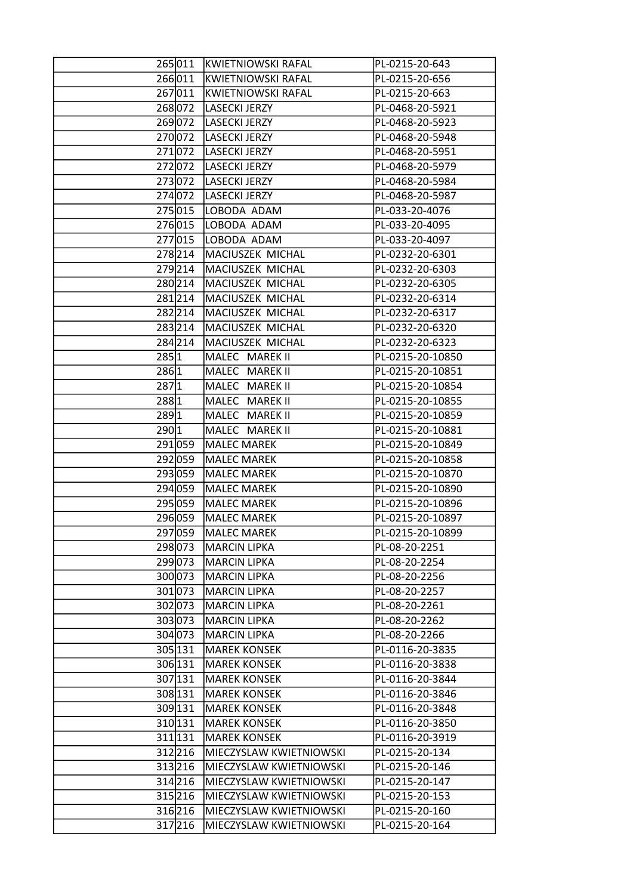| | | | |
|---|---|---|---|
| 265 | 011 | KWIETNIOWSKI RAFAL | PL-0215-20-643 |
| 266 | 011 | KWIETNIOWSKI RAFAL | PL-0215-20-656 |
| 267 | 011 | KWIETNIOWSKI RAFAL | PL-0215-20-663 |
| 268 | 072 | LASECKI JERZY | PL-0468-20-5921 |
| 269 | 072 | LASECKI JERZY | PL-0468-20-5923 |
| 270 | 072 | LASECKI JERZY | PL-0468-20-5948 |
| 271 | 072 | LASECKI JERZY | PL-0468-20-5951 |
| 272 | 072 | LASECKI JERZY | PL-0468-20-5979 |
| 273 | 072 | LASECKI JERZY | PL-0468-20-5984 |
| 274 | 072 | LASECKI JERZY | PL-0468-20-5987 |
| 275 | 015 | LOBODA ADAM | PL-033-20-4076 |
| 276 | 015 | LOBODA ADAM | PL-033-20-4095 |
| 277 | 015 | LOBODA ADAM | PL-033-20-4097 |
| 278 | 214 | MACIUSZEK MICHAL | PL-0232-20-6301 |
| 279 | 214 | MACIUSZEK MICHAL | PL-0232-20-6303 |
| 280 | 214 | MACIUSZEK MICHAL | PL-0232-20-6305 |
| 281 | 214 | MACIUSZEK MICHAL | PL-0232-20-6314 |
| 282 | 214 | MACIUSZEK MICHAL | PL-0232-20-6317 |
| 283 | 214 | MACIUSZEK MICHAL | PL-0232-20-6320 |
| 284 | 214 | MACIUSZEK MICHAL | PL-0232-20-6323 |
| 285 | 1 | MALEC MAREK II | PL-0215-20-10850 |
| 286 | 1 | MALEC MAREK II | PL-0215-20-10851 |
| 287 | 1 | MALEC MAREK II | PL-0215-20-10854 |
| 288 | 1 | MALEC MAREK II | PL-0215-20-10855 |
| 289 | 1 | MALEC MAREK II | PL-0215-20-10859 |
| 290 | 1 | MALEC MAREK II | PL-0215-20-10881 |
| 291 | 059 | MALEC MAREK | PL-0215-20-10849 |
| 292 | 059 | MALEC MAREK | PL-0215-20-10858 |
| 293 | 059 | MALEC MAREK | PL-0215-20-10870 |
| 294 | 059 | MALEC MAREK | PL-0215-20-10890 |
| 295 | 059 | MALEC MAREK | PL-0215-20-10896 |
| 296 | 059 | MALEC MAREK | PL-0215-20-10897 |
| 297 | 059 | MALEC MAREK | PL-0215-20-10899 |
| 298 | 073 | MARCIN LIPKA | PL-08-20-2251 |
| 299 | 073 | MARCIN LIPKA | PL-08-20-2254 |
| 300 | 073 | MARCIN LIPKA | PL-08-20-2256 |
| 301 | 073 | MARCIN LIPKA | PL-08-20-2257 |
| 302 | 073 | MARCIN LIPKA | PL-08-20-2261 |
| 303 | 073 | MARCIN LIPKA | PL-08-20-2262 |
| 304 | 073 | MARCIN LIPKA | PL-08-20-2266 |
| 305 | 131 | MAREK KONSEK | PL-0116-20-3835 |
| 306 | 131 | MAREK KONSEK | PL-0116-20-3838 |
| 307 | 131 | MAREK KONSEK | PL-0116-20-3844 |
| 308 | 131 | MAREK KONSEK | PL-0116-20-3846 |
| 309 | 131 | MAREK KONSEK | PL-0116-20-3848 |
| 310 | 131 | MAREK KONSEK | PL-0116-20-3850 |
| 311 | 131 | MAREK KONSEK | PL-0116-20-3919 |
| 312 | 216 | MIECZYSLAW KWIETNIOWSKI | PL-0215-20-134 |
| 313 | 216 | MIECZYSLAW KWIETNIOWSKI | PL-0215-20-146 |
| 314 | 216 | MIECZYSLAW KWIETNIOWSKI | PL-0215-20-147 |
| 315 | 216 | MIECZYSLAW KWIETNIOWSKI | PL-0215-20-153 |
| 316 | 216 | MIECZYSLAW KWIETNIOWSKI | PL-0215-20-160 |
| 317 | 216 | MIECZYSLAW KWIETNIOWSKI | PL-0215-20-164 |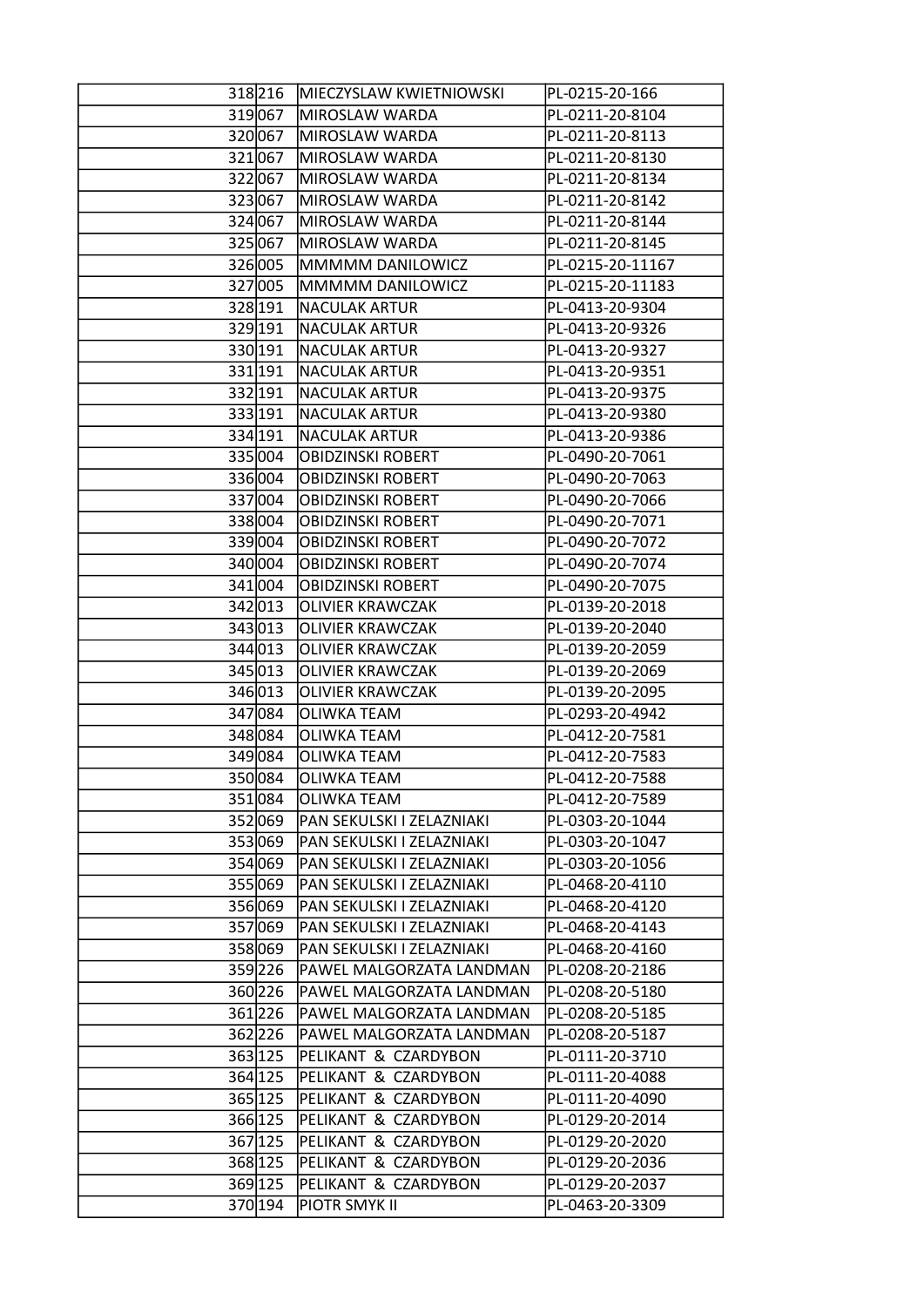| | | | |
|---|---|---|---|
| 318 | 216 | MIECZYSLAW KWIETNIOWSKI | PL-0215-20-166 |
| 319 | 067 | MIROSLAW WARDA | PL-0211-20-8104 |
| 320 | 067 | MIROSLAW WARDA | PL-0211-20-8113 |
| 321 | 067 | MIROSLAW WARDA | PL-0211-20-8130 |
| 322 | 067 | MIROSLAW WARDA | PL-0211-20-8134 |
| 323 | 067 | MIROSLAW WARDA | PL-0211-20-8142 |
| 324 | 067 | MIROSLAW WARDA | PL-0211-20-8144 |
| 325 | 067 | MIROSLAW WARDA | PL-0211-20-8145 |
| 326 | 005 | MMMMM DANILOWICZ | PL-0215-20-11167 |
| 327 | 005 | MMMMM DANILOWICZ | PL-0215-20-11183 |
| 328 | 191 | NACULAK ARTUR | PL-0413-20-9304 |
| 329 | 191 | NACULAK ARTUR | PL-0413-20-9326 |
| 330 | 191 | NACULAK ARTUR | PL-0413-20-9327 |
| 331 | 191 | NACULAK ARTUR | PL-0413-20-9351 |
| 332 | 191 | NACULAK ARTUR | PL-0413-20-9375 |
| 333 | 191 | NACULAK ARTUR | PL-0413-20-9380 |
| 334 | 191 | NACULAK ARTUR | PL-0413-20-9386 |
| 335 | 004 | OBIDZINSKI ROBERT | PL-0490-20-7061 |
| 336 | 004 | OBIDZINSKI ROBERT | PL-0490-20-7063 |
| 337 | 004 | OBIDZINSKI ROBERT | PL-0490-20-7066 |
| 338 | 004 | OBIDZINSKI ROBERT | PL-0490-20-7071 |
| 339 | 004 | OBIDZINSKI ROBERT | PL-0490-20-7072 |
| 340 | 004 | OBIDZINSKI ROBERT | PL-0490-20-7074 |
| 341 | 004 | OBIDZINSKI ROBERT | PL-0490-20-7075 |
| 342 | 013 | OLIVIER KRAWCZAK | PL-0139-20-2018 |
| 343 | 013 | OLIVIER KRAWCZAK | PL-0139-20-2040 |
| 344 | 013 | OLIVIER KRAWCZAK | PL-0139-20-2059 |
| 345 | 013 | OLIVIER KRAWCZAK | PL-0139-20-2069 |
| 346 | 013 | OLIVIER KRAWCZAK | PL-0139-20-2095 |
| 347 | 084 | OLIWKA TEAM | PL-0293-20-4942 |
| 348 | 084 | OLIWKA TEAM | PL-0412-20-7581 |
| 349 | 084 | OLIWKA TEAM | PL-0412-20-7583 |
| 350 | 084 | OLIWKA TEAM | PL-0412-20-7588 |
| 351 | 084 | OLIWKA TEAM | PL-0412-20-7589 |
| 352 | 069 | PAN SEKULSKI I ZELAZNIAKI | PL-0303-20-1044 |
| 353 | 069 | PAN SEKULSKI I ZELAZNIAKI | PL-0303-20-1047 |
| 354 | 069 | PAN SEKULSKI I ZELAZNIAKI | PL-0303-20-1056 |
| 355 | 069 | PAN SEKULSKI I ZELAZNIAKI | PL-0468-20-4110 |
| 356 | 069 | PAN SEKULSKI I ZELAZNIAKI | PL-0468-20-4120 |
| 357 | 069 | PAN SEKULSKI I ZELAZNIAKI | PL-0468-20-4143 |
| 358 | 069 | PAN SEKULSKI I ZELAZNIAKI | PL-0468-20-4160 |
| 359 | 226 | PAWEL MALGORZATA LANDMAN | PL-0208-20-2186 |
| 360 | 226 | PAWEL MALGORZATA LANDMAN | PL-0208-20-5180 |
| 361 | 226 | PAWEL MALGORZATA LANDMAN | PL-0208-20-5185 |
| 362 | 226 | PAWEL MALGORZATA LANDMAN | PL-0208-20-5187 |
| 363 | 125 | PELIKANT & CZARDYBON | PL-0111-20-3710 |
| 364 | 125 | PELIKANT & CZARDYBON | PL-0111-20-4088 |
| 365 | 125 | PELIKANT & CZARDYBON | PL-0111-20-4090 |
| 366 | 125 | PELIKANT & CZARDYBON | PL-0129-20-2014 |
| 367 | 125 | PELIKANT & CZARDYBON | PL-0129-20-2020 |
| 368 | 125 | PELIKANT & CZARDYBON | PL-0129-20-2036 |
| 369 | 125 | PELIKANT & CZARDYBON | PL-0129-20-2037 |
| 370 | 194 | PIOTR SMYK II | PL-0463-20-3309 |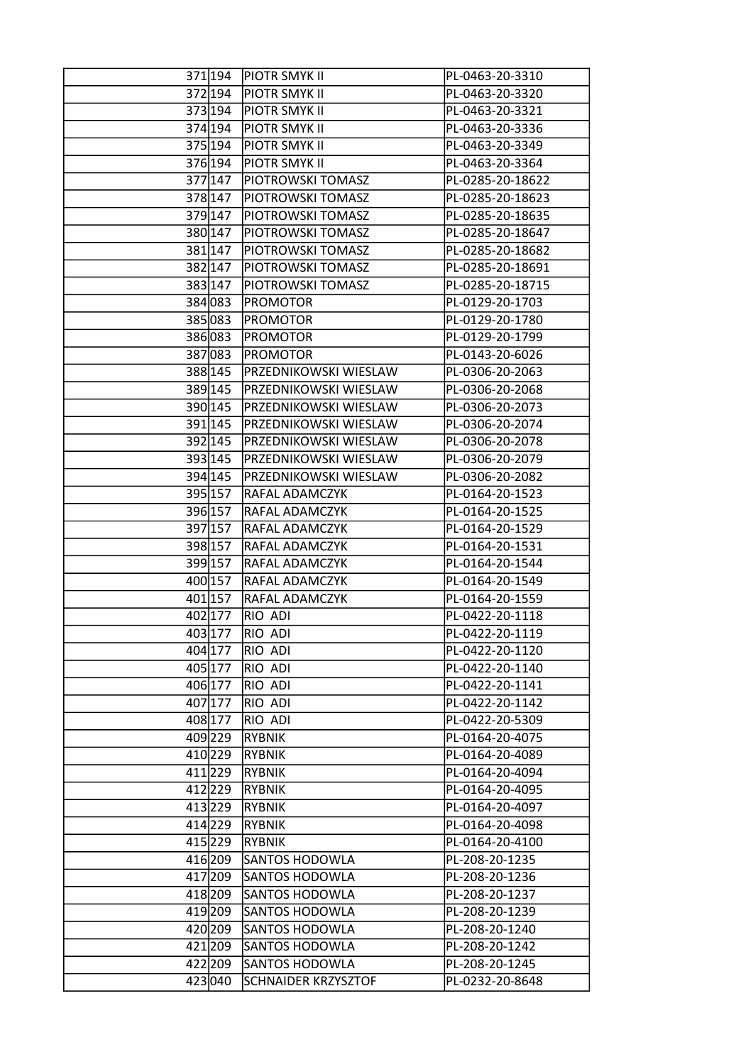| | | | |
|---|---|---|---|
| 371 | 194 | PIOTR SMYK II | PL-0463-20-3310 |
| 372 | 194 | PIOTR SMYK II | PL-0463-20-3320 |
| 373 | 194 | PIOTR SMYK II | PL-0463-20-3321 |
| 374 | 194 | PIOTR SMYK II | PL-0463-20-3336 |
| 375 | 194 | PIOTR SMYK II | PL-0463-20-3349 |
| 376 | 194 | PIOTR SMYK II | PL-0463-20-3364 |
| 377 | 147 | PIOTROWSKI TOMASZ | PL-0285-20-18622 |
| 378 | 147 | PIOTROWSKI TOMASZ | PL-0285-20-18623 |
| 379 | 147 | PIOTROWSKI TOMASZ | PL-0285-20-18635 |
| 380 | 147 | PIOTROWSKI TOMASZ | PL-0285-20-18647 |
| 381 | 147 | PIOTROWSKI TOMASZ | PL-0285-20-18682 |
| 382 | 147 | PIOTROWSKI TOMASZ | PL-0285-20-18691 |
| 383 | 147 | PIOTROWSKI TOMASZ | PL-0285-20-18715 |
| 384 | 083 | PROMOTOR | PL-0129-20-1703 |
| 385 | 083 | PROMOTOR | PL-0129-20-1780 |
| 386 | 083 | PROMOTOR | PL-0129-20-1799 |
| 387 | 083 | PROMOTOR | PL-0143-20-6026 |
| 388 | 145 | PRZEDNIKOWSKI WIESLAW | PL-0306-20-2063 |
| 389 | 145 | PRZEDNIKOWSKI WIESLAW | PL-0306-20-2068 |
| 390 | 145 | PRZEDNIKOWSKI WIESLAW | PL-0306-20-2073 |
| 391 | 145 | PRZEDNIKOWSKI WIESLAW | PL-0306-20-2074 |
| 392 | 145 | PRZEDNIKOWSKI WIESLAW | PL-0306-20-2078 |
| 393 | 145 | PRZEDNIKOWSKI WIESLAW | PL-0306-20-2079 |
| 394 | 145 | PRZEDNIKOWSKI WIESLAW | PL-0306-20-2082 |
| 395 | 157 | RAFAL ADAMCZYK | PL-0164-20-1523 |
| 396 | 157 | RAFAL ADAMCZYK | PL-0164-20-1525 |
| 397 | 157 | RAFAL ADAMCZYK | PL-0164-20-1529 |
| 398 | 157 | RAFAL ADAMCZYK | PL-0164-20-1531 |
| 399 | 157 | RAFAL ADAMCZYK | PL-0164-20-1544 |
| 400 | 157 | RAFAL ADAMCZYK | PL-0164-20-1549 |
| 401 | 157 | RAFAL ADAMCZYK | PL-0164-20-1559 |
| 402 | 177 | RIO ADI | PL-0422-20-1118 |
| 403 | 177 | RIO ADI | PL-0422-20-1119 |
| 404 | 177 | RIO ADI | PL-0422-20-1120 |
| 405 | 177 | RIO ADI | PL-0422-20-1140 |
| 406 | 177 | RIO ADI | PL-0422-20-1141 |
| 407 | 177 | RIO ADI | PL-0422-20-1142 |
| 408 | 177 | RIO ADI | PL-0422-20-5309 |
| 409 | 229 | RYBNIK | PL-0164-20-4075 |
| 410 | 229 | RYBNIK | PL-0164-20-4089 |
| 411 | 229 | RYBNIK | PL-0164-20-4094 |
| 412 | 229 | RYBNIK | PL-0164-20-4095 |
| 413 | 229 | RYBNIK | PL-0164-20-4097 |
| 414 | 229 | RYBNIK | PL-0164-20-4098 |
| 415 | 229 | RYBNIK | PL-0164-20-4100 |
| 416 | 209 | SANTOS HODOWLA | PL-208-20-1235 |
| 417 | 209 | SANTOS HODOWLA | PL-208-20-1236 |
| 418 | 209 | SANTOS HODOWLA | PL-208-20-1237 |
| 419 | 209 | SANTOS HODOWLA | PL-208-20-1239 |
| 420 | 209 | SANTOS HODOWLA | PL-208-20-1240 |
| 421 | 209 | SANTOS HODOWLA | PL-208-20-1242 |
| 422 | 209 | SANTOS HODOWLA | PL-208-20-1245 |
| 423 | 040 | SCHNAIDER KRZYSZTOF | PL-0232-20-8648 |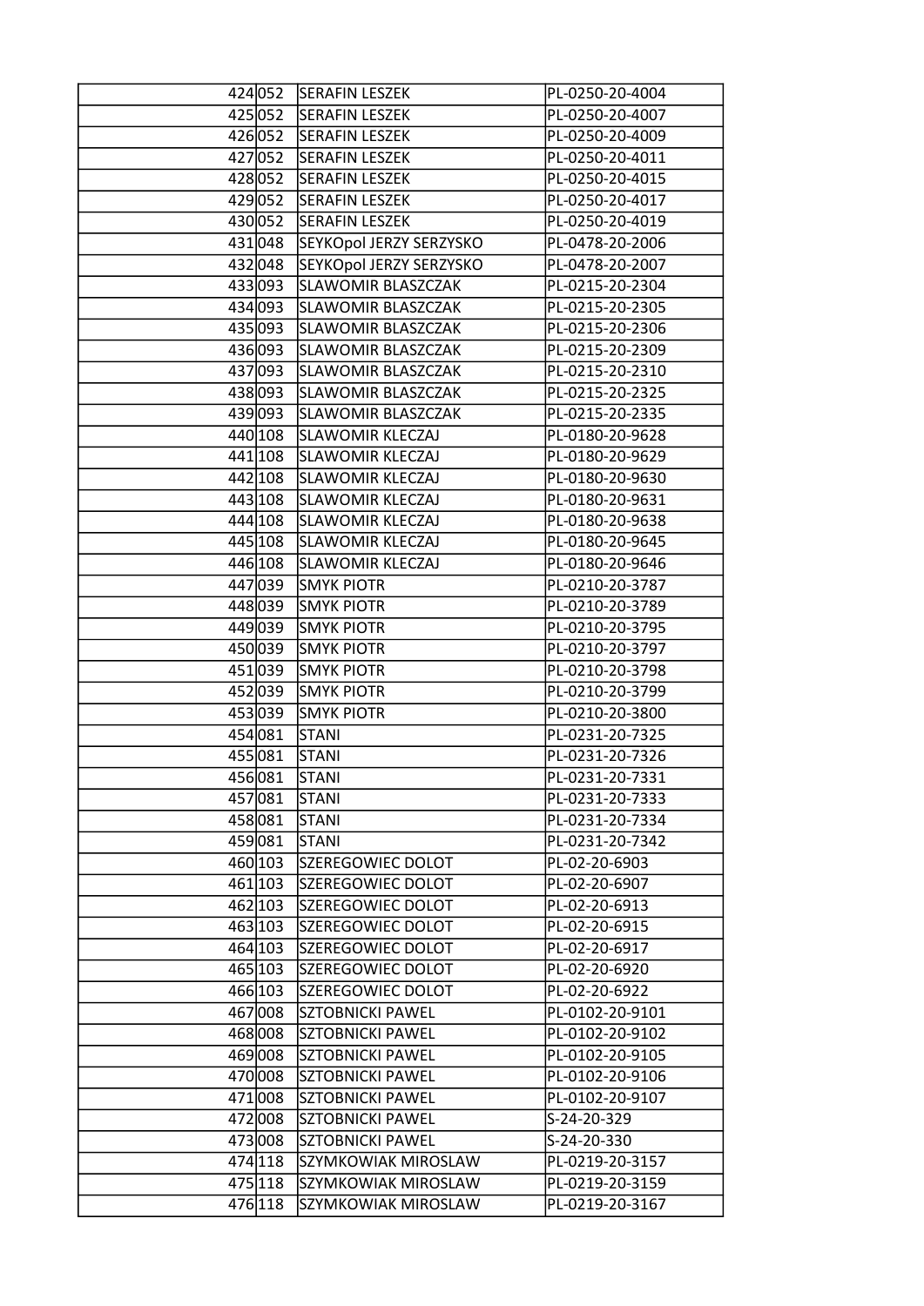| | | | |
|---|---|---|---|
| 424 | 052 | SERAFIN LESZEK | PL-0250-20-4004 |
| 425 | 052 | SERAFIN LESZEK | PL-0250-20-4007 |
| 426 | 052 | SERAFIN LESZEK | PL-0250-20-4009 |
| 427 | 052 | SERAFIN LESZEK | PL-0250-20-4011 |
| 428 | 052 | SERAFIN LESZEK | PL-0250-20-4015 |
| 429 | 052 | SERAFIN LESZEK | PL-0250-20-4017 |
| 430 | 052 | SERAFIN LESZEK | PL-0250-20-4019 |
| 431 | 048 | SEYKOpol JERZY SERZYSKO | PL-0478-20-2006 |
| 432 | 048 | SEYKOpol JERZY SERZYSKO | PL-0478-20-2007 |
| 433 | 093 | SLAWOMIR BLASZCZAK | PL-0215-20-2304 |
| 434 | 093 | SLAWOMIR BLASZCZAK | PL-0215-20-2305 |
| 435 | 093 | SLAWOMIR BLASZCZAK | PL-0215-20-2306 |
| 436 | 093 | SLAWOMIR BLASZCZAK | PL-0215-20-2309 |
| 437 | 093 | SLAWOMIR BLASZCZAK | PL-0215-20-2310 |
| 438 | 093 | SLAWOMIR BLASZCZAK | PL-0215-20-2325 |
| 439 | 093 | SLAWOMIR BLASZCZAK | PL-0215-20-2335 |
| 440 | 108 | SLAWOMIR KLECZAJ | PL-0180-20-9628 |
| 441 | 108 | SLAWOMIR KLECZAJ | PL-0180-20-9629 |
| 442 | 108 | SLAWOMIR KLECZAJ | PL-0180-20-9630 |
| 443 | 108 | SLAWOMIR KLECZAJ | PL-0180-20-9631 |
| 444 | 108 | SLAWOMIR KLECZAJ | PL-0180-20-9638 |
| 445 | 108 | SLAWOMIR KLECZAJ | PL-0180-20-9645 |
| 446 | 108 | SLAWOMIR KLECZAJ | PL-0180-20-9646 |
| 447 | 039 | SMYK PIOTR | PL-0210-20-3787 |
| 448 | 039 | SMYK PIOTR | PL-0210-20-3789 |
| 449 | 039 | SMYK PIOTR | PL-0210-20-3795 |
| 450 | 039 | SMYK PIOTR | PL-0210-20-3797 |
| 451 | 039 | SMYK PIOTR | PL-0210-20-3798 |
| 452 | 039 | SMYK PIOTR | PL-0210-20-3799 |
| 453 | 039 | SMYK PIOTR | PL-0210-20-3800 |
| 454 | 081 | STANI | PL-0231-20-7325 |
| 455 | 081 | STANI | PL-0231-20-7326 |
| 456 | 081 | STANI | PL-0231-20-7331 |
| 457 | 081 | STANI | PL-0231-20-7333 |
| 458 | 081 | STANI | PL-0231-20-7334 |
| 459 | 081 | STANI | PL-0231-20-7342 |
| 460 | 103 | SZEREGOWIEC DOLOT | PL-02-20-6903 |
| 461 | 103 | SZEREGOWIEC DOLOT | PL-02-20-6907 |
| 462 | 103 | SZEREGOWIEC DOLOT | PL-02-20-6913 |
| 463 | 103 | SZEREGOWIEC DOLOT | PL-02-20-6915 |
| 464 | 103 | SZEREGOWIEC DOLOT | PL-02-20-6917 |
| 465 | 103 | SZEREGOWIEC DOLOT | PL-02-20-6920 |
| 466 | 103 | SZEREGOWIEC DOLOT | PL-02-20-6922 |
| 467 | 008 | SZTOBNICKI PAWEL | PL-0102-20-9101 |
| 468 | 008 | SZTOBNICKI PAWEL | PL-0102-20-9102 |
| 469 | 008 | SZTOBNICKI PAWEL | PL-0102-20-9105 |
| 470 | 008 | SZTOBNICKI PAWEL | PL-0102-20-9106 |
| 471 | 008 | SZTOBNICKI PAWEL | PL-0102-20-9107 |
| 472 | 008 | SZTOBNICKI PAWEL | S-24-20-329 |
| 473 | 008 | SZTOBNICKI PAWEL | S-24-20-330 |
| 474 | 118 | SZYMKOWIAK MIROSLAW | PL-0219-20-3157 |
| 475 | 118 | SZYMKOWIAK MIROSLAW | PL-0219-20-3159 |
| 476 | 118 | SZYMKOWIAK MIROSLAW | PL-0219-20-3167 |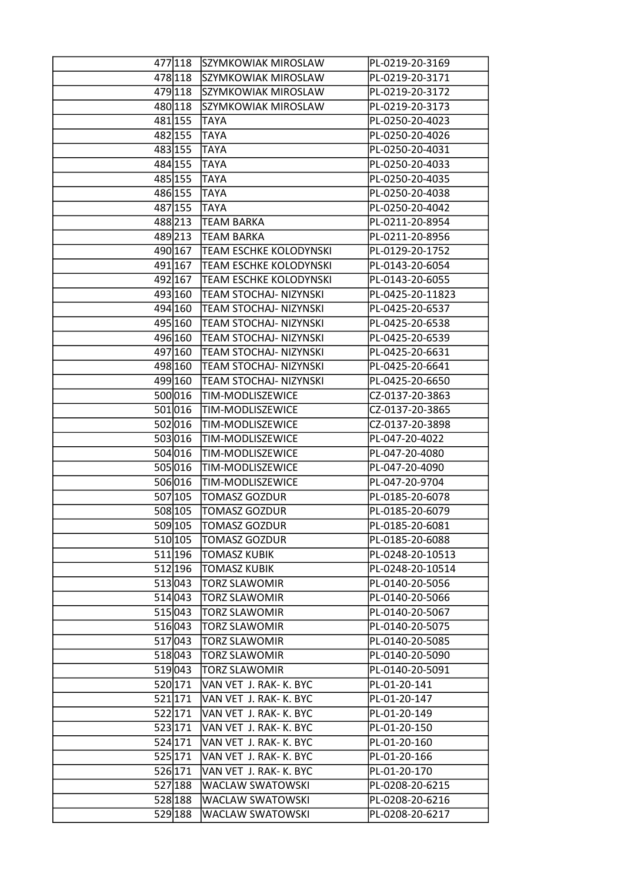| | | | |
|---|---|---|---|
| 477 | 118 | SZYMKOWIAK MIROSLAW | PL-0219-20-3169 |
| 478 | 118 | SZYMKOWIAK MIROSLAW | PL-0219-20-3171 |
| 479 | 118 | SZYMKOWIAK MIROSLAW | PL-0219-20-3172 |
| 480 | 118 | SZYMKOWIAK MIROSLAW | PL-0219-20-3173 |
| 481 | 155 | TAYA | PL-0250-20-4023 |
| 482 | 155 | TAYA | PL-0250-20-4026 |
| 483 | 155 | TAYA | PL-0250-20-4031 |
| 484 | 155 | TAYA | PL-0250-20-4033 |
| 485 | 155 | TAYA | PL-0250-20-4035 |
| 486 | 155 | TAYA | PL-0250-20-4038 |
| 487 | 155 | TAYA | PL-0250-20-4042 |
| 488 | 213 | TEAM BARKA | PL-0211-20-8954 |
| 489 | 213 | TEAM BARKA | PL-0211-20-8956 |
| 490 | 167 | TEAM ESCHKE KOLODYNSKI | PL-0129-20-1752 |
| 491 | 167 | TEAM ESCHKE KOLODYNSKI | PL-0143-20-6054 |
| 492 | 167 | TEAM ESCHKE KOLODYNSKI | PL-0143-20-6055 |
| 493 | 160 | TEAM STOCHAJ- NIZYNSKI | PL-0425-20-11823 |
| 494 | 160 | TEAM STOCHAJ- NIZYNSKI | PL-0425-20-6537 |
| 495 | 160 | TEAM STOCHAJ- NIZYNSKI | PL-0425-20-6538 |
| 496 | 160 | TEAM STOCHAJ- NIZYNSKI | PL-0425-20-6539 |
| 497 | 160 | TEAM STOCHAJ- NIZYNSKI | PL-0425-20-6631 |
| 498 | 160 | TEAM STOCHAJ- NIZYNSKI | PL-0425-20-6641 |
| 499 | 160 | TEAM STOCHAJ- NIZYNSKI | PL-0425-20-6650 |
| 500 | 016 | TIM-MODLISZEWICE | CZ-0137-20-3863 |
| 501 | 016 | TIM-MODLISZEWICE | CZ-0137-20-3865 |
| 502 | 016 | TIM-MODLISZEWICE | CZ-0137-20-3898 |
| 503 | 016 | TIM-MODLISZEWICE | PL-047-20-4022 |
| 504 | 016 | TIM-MODLISZEWICE | PL-047-20-4080 |
| 505 | 016 | TIM-MODLISZEWICE | PL-047-20-4090 |
| 506 | 016 | TIM-MODLISZEWICE | PL-047-20-9704 |
| 507 | 105 | TOMASZ GOZDUR | PL-0185-20-6078 |
| 508 | 105 | TOMASZ GOZDUR | PL-0185-20-6079 |
| 509 | 105 | TOMASZ GOZDUR | PL-0185-20-6081 |
| 510 | 105 | TOMASZ GOZDUR | PL-0185-20-6088 |
| 511 | 196 | TOMASZ KUBIK | PL-0248-20-10513 |
| 512 | 196 | TOMASZ KUBIK | PL-0248-20-10514 |
| 513 | 043 | TORZ SLAWOMIR | PL-0140-20-5056 |
| 514 | 043 | TORZ SLAWOMIR | PL-0140-20-5066 |
| 515 | 043 | TORZ SLAWOMIR | PL-0140-20-5067 |
| 516 | 043 | TORZ SLAWOMIR | PL-0140-20-5075 |
| 517 | 043 | TORZ SLAWOMIR | PL-0140-20-5085 |
| 518 | 043 | TORZ SLAWOMIR | PL-0140-20-5090 |
| 519 | 043 | TORZ SLAWOMIR | PL-0140-20-5091 |
| 520 | 171 | VAN VET J. RAK- K. BYC | PL-01-20-141 |
| 521 | 171 | VAN VET J. RAK- K. BYC | PL-01-20-147 |
| 522 | 171 | VAN VET J. RAK- K. BYC | PL-01-20-149 |
| 523 | 171 | VAN VET J. RAK- K. BYC | PL-01-20-150 |
| 524 | 171 | VAN VET J. RAK- K. BYC | PL-01-20-160 |
| 525 | 171 | VAN VET J. RAK- K. BYC | PL-01-20-166 |
| 526 | 171 | VAN VET J. RAK- K. BYC | PL-01-20-170 |
| 527 | 188 | WACLAW SWATOWSKI | PL-0208-20-6215 |
| 528 | 188 | WACLAW SWATOWSKI | PL-0208-20-6216 |
| 529 | 188 | WACLAW SWATOWSKI | PL-0208-20-6217 |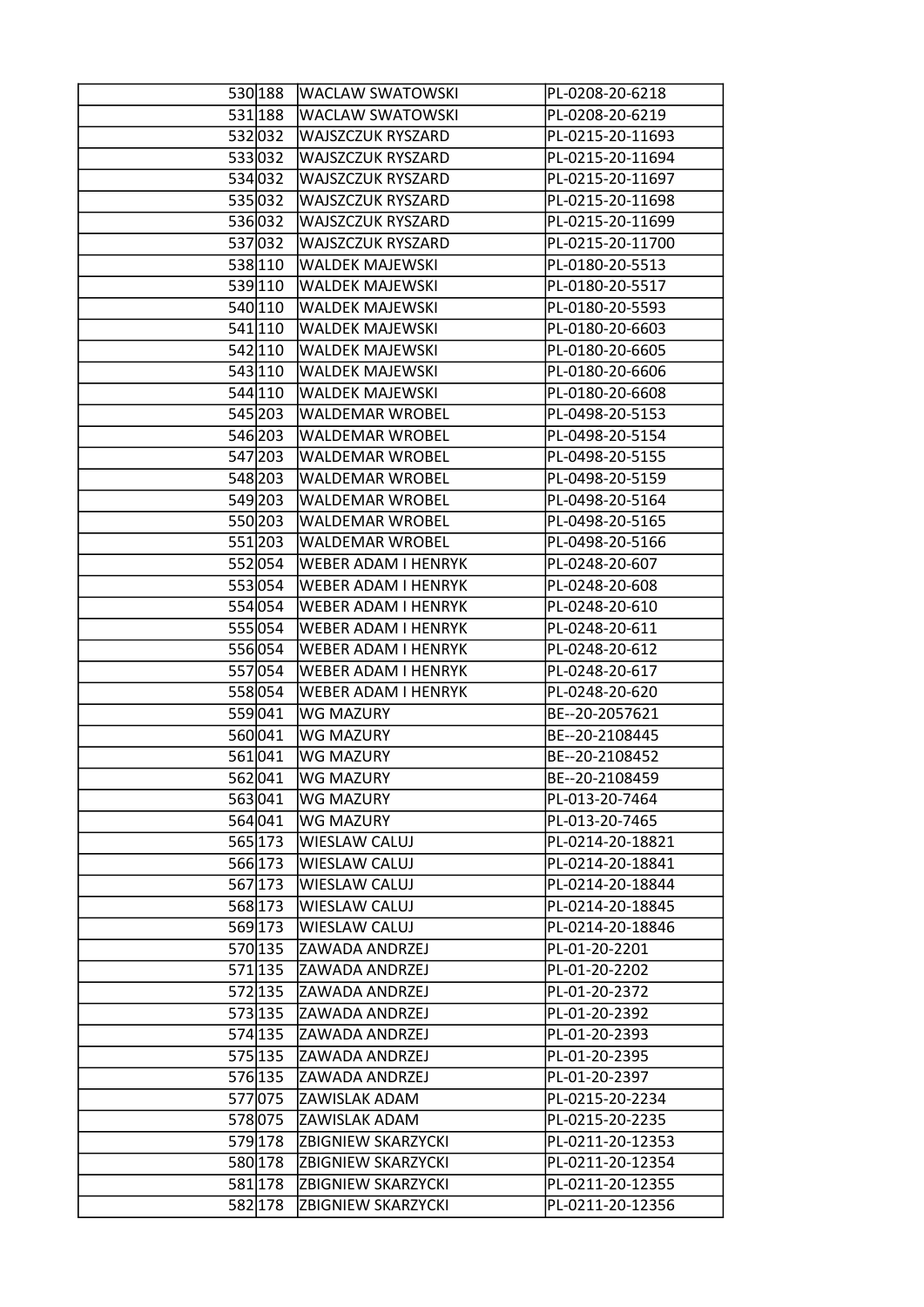| | | | |
|---|---|---|---|
| 530 | 188 | WACLAW SWATOWSKI | PL-0208-20-6218 |
| 531 | 188 | WACLAW SWATOWSKI | PL-0208-20-6219 |
| 532 | 032 | WAJSZCZUK RYSZARD | PL-0215-20-11693 |
| 533 | 032 | WAJSZCZUK RYSZARD | PL-0215-20-11694 |
| 534 | 032 | WAJSZCZUK RYSZARD | PL-0215-20-11697 |
| 535 | 032 | WAJSZCZUK RYSZARD | PL-0215-20-11698 |
| 536 | 032 | WAJSZCZUK RYSZARD | PL-0215-20-11699 |
| 537 | 032 | WAJSZCZUK RYSZARD | PL-0215-20-11700 |
| 538 | 110 | WALDEK MAJEWSKI | PL-0180-20-5513 |
| 539 | 110 | WALDEK MAJEWSKI | PL-0180-20-5517 |
| 540 | 110 | WALDEK MAJEWSKI | PL-0180-20-5593 |
| 541 | 110 | WALDEK MAJEWSKI | PL-0180-20-6603 |
| 542 | 110 | WALDEK MAJEWSKI | PL-0180-20-6605 |
| 543 | 110 | WALDEK MAJEWSKI | PL-0180-20-6606 |
| 544 | 110 | WALDEK MAJEWSKI | PL-0180-20-6608 |
| 545 | 203 | WALDEMAR WROBEL | PL-0498-20-5153 |
| 546 | 203 | WALDEMAR WROBEL | PL-0498-20-5154 |
| 547 | 203 | WALDEMAR WROBEL | PL-0498-20-5155 |
| 548 | 203 | WALDEMAR WROBEL | PL-0498-20-5159 |
| 549 | 203 | WALDEMAR WROBEL | PL-0498-20-5164 |
| 550 | 203 | WALDEMAR WROBEL | PL-0498-20-5165 |
| 551 | 203 | WALDEMAR WROBEL | PL-0498-20-5166 |
| 552 | 054 | WEBER ADAM I HENRYK | PL-0248-20-607 |
| 553 | 054 | WEBER ADAM I HENRYK | PL-0248-20-608 |
| 554 | 054 | WEBER ADAM I HENRYK | PL-0248-20-610 |
| 555 | 054 | WEBER ADAM I HENRYK | PL-0248-20-611 |
| 556 | 054 | WEBER ADAM I HENRYK | PL-0248-20-612 |
| 557 | 054 | WEBER ADAM I HENRYK | PL-0248-20-617 |
| 558 | 054 | WEBER ADAM I HENRYK | PL-0248-20-620 |
| 559 | 041 | WG MAZURY | BE--20-2057621 |
| 560 | 041 | WG MAZURY | BE--20-2108445 |
| 561 | 041 | WG MAZURY | BE--20-2108452 |
| 562 | 041 | WG MAZURY | BE--20-2108459 |
| 563 | 041 | WG MAZURY | PL-013-20-7464 |
| 564 | 041 | WG MAZURY | PL-013-20-7465 |
| 565 | 173 | WIESLAW CALUJ | PL-0214-20-18821 |
| 566 | 173 | WIESLAW CALUJ | PL-0214-20-18841 |
| 567 | 173 | WIESLAW CALUJ | PL-0214-20-18844 |
| 568 | 173 | WIESLAW CALUJ | PL-0214-20-18845 |
| 569 | 173 | WIESLAW CALUJ | PL-0214-20-18846 |
| 570 | 135 | ZAWADA ANDRZEJ | PL-01-20-2201 |
| 571 | 135 | ZAWADA ANDRZEJ | PL-01-20-2202 |
| 572 | 135 | ZAWADA ANDRZEJ | PL-01-20-2372 |
| 573 | 135 | ZAWADA ANDRZEJ | PL-01-20-2392 |
| 574 | 135 | ZAWADA ANDRZEJ | PL-01-20-2393 |
| 575 | 135 | ZAWADA ANDRZEJ | PL-01-20-2395 |
| 576 | 135 | ZAWADA ANDRZEJ | PL-01-20-2397 |
| 577 | 075 | ZAWISLAK ADAM | PL-0215-20-2234 |
| 578 | 075 | ZAWISLAK ADAM | PL-0215-20-2235 |
| 579 | 178 | ZBIGNIEW SKARZYCKI | PL-0211-20-12353 |
| 580 | 178 | ZBIGNIEW SKARZYCKI | PL-0211-20-12354 |
| 581 | 178 | ZBIGNIEW SKARZYCKI | PL-0211-20-12355 |
| 582 | 178 | ZBIGNIEW SKARZYCKI | PL-0211-20-12356 |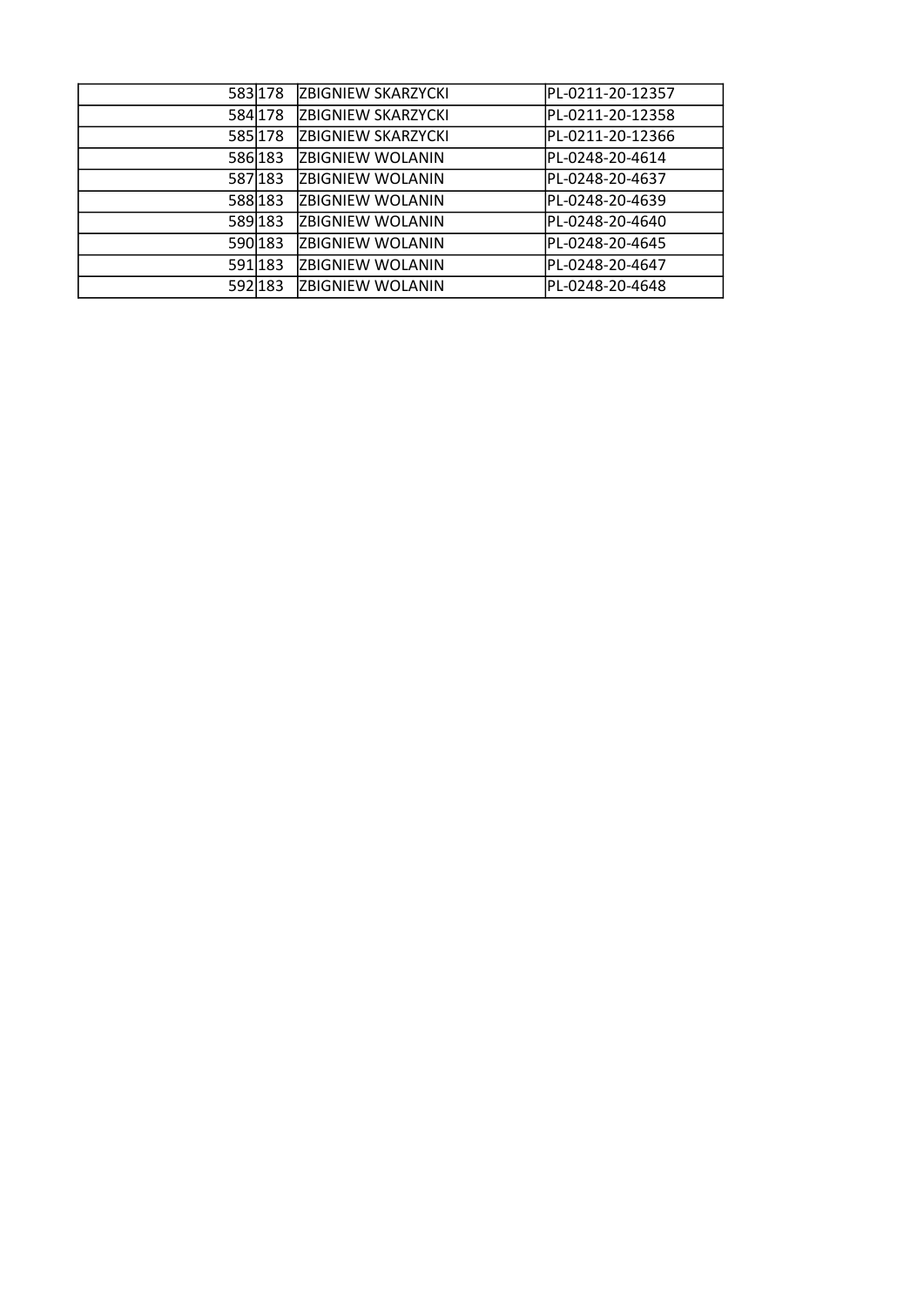| | | | |
|---|---|---|---|
| 583 | 178 | ZBIGNIEW SKARZYCKI | PL-0211-20-12357 |
| 584 | 178 | ZBIGNIEW SKARZYCKI | PL-0211-20-12358 |
| 585 | 178 | ZBIGNIEW SKARZYCKI | PL-0211-20-12366 |
| 586 | 183 | ZBIGNIEW WOLANIN | PL-0248-20-4614 |
| 587 | 183 | ZBIGNIEW WOLANIN | PL-0248-20-4637 |
| 588 | 183 | ZBIGNIEW WOLANIN | PL-0248-20-4639 |
| 589 | 183 | ZBIGNIEW WOLANIN | PL-0248-20-4640 |
| 590 | 183 | ZBIGNIEW WOLANIN | PL-0248-20-4645 |
| 591 | 183 | ZBIGNIEW WOLANIN | PL-0248-20-4647 |
| 592 | 183 | ZBIGNIEW WOLANIN | PL-0248-20-4648 |